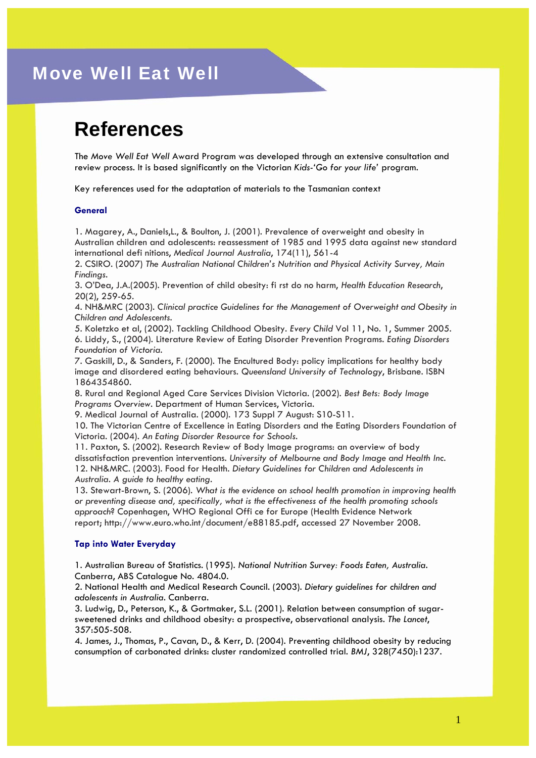# Move Well Eat Well

## References

The *Move Well Eat Well* Award Program was developed through an extensive consultation and review process. It is based significantly on the Victorian *Kids-'Go for your life*' program.

Key references used for the adaptation of materials to the Tasmanian context

### General

1. Magarey, A., Daniels,L., & Boulton, J. (2001). Prevalence of overweight and obesity in Australian children and adolescents: reassessment of 1985 and 1995 data against new standard international defi nitions, *Medical Journal Australia*, 174(11), 561-4
2. CSIRO. (2007) *The Australian National Children's Nutrition and Physical Activity Survey, Main Findings*.
3. O'Dea, J.A.(2005). Prevention of child obesity: fi rst do no harm, *Health Education Research*, 20(2), 259-65.
4. NH&MRC (2003). C*linical practice Guidelines for the Management of Overweight and Obesity in Children and Adolescents*.
5. Koletzko et al, (2002). Tackling Childhood Obesity. *Every Child* Vol 11, No. 1, Summer 2005.
6. Liddy, S., (2004). Literature Review of Eating Disorder Prevention Programs. *Eating Disorders Foundation of Victoria*.
7. Gaskill, D., & Sanders, F. (2000). The Encultured Body: policy implications for healthy body image and disordered eating behaviours. *Queensland University of Technology*, Brisbane. ISBN 1864354860.
8. Rural and Regional Aged Care Services Division Victoria. (2002). *Best Bets: Body Image Programs Overview*. Department of Human Services, Victoria.
9. Medical Journal of Australia. (2000). 173 Suppl 7 August: S10-S11.
10. The Victorian Centre of Excellence in Eating Disorders and the Eating Disorders Foundation of Victoria. (2004). *An Eating Disorder Resource for Schools*.
11. Paxton, S. (2002). Research Review of Body Image programs: an overview of body dissatisfaction prevention interventions. *University of Melbourne and Body Image and Health Inc.*
12. NH&MRC. (2003). Food for Health. *Dietary Guidelines for Children and Adolescents in Australia. A guide to healthy eating*.
13. Stewart-Brown, S. (2006). *What is the evidence on school health promotion in improving health or preventing disease and, specifically, what is the effectiveness of the health promoting schools approach*? Copenhagen, WHO Regional Offi ce for Europe (Health Evidence Network report; http://www.euro.who.int/document/e88185.pdf, accessed 27 November 2008.

### Tap into Water Everyday

1. Australian Bureau of Statistics. (1995). *National Nutrition Survey: Foods Eaten, Australia*. Canberra, ABS Catalogue No. 4804.0.
2. National Health and Medical Research Council. (2003). *Dietary guidelines for children and adolescents in Australia*. Canberra.
3. Ludwig, D., Peterson, K., & Gortmaker, S.L. (2001). Relation between consumption of sugar-sweetened drinks and childhood obesity: a prospective, observational analysis. *The Lancet*, 357:505-508.
4. James, J., Thomas, P., Cavan, D., & Kerr, D. (2004). Preventing childhood obesity by reducing consumption of carbonated drinks: cluster randomized controlled trial. *BMJ*, 328(7450):1237.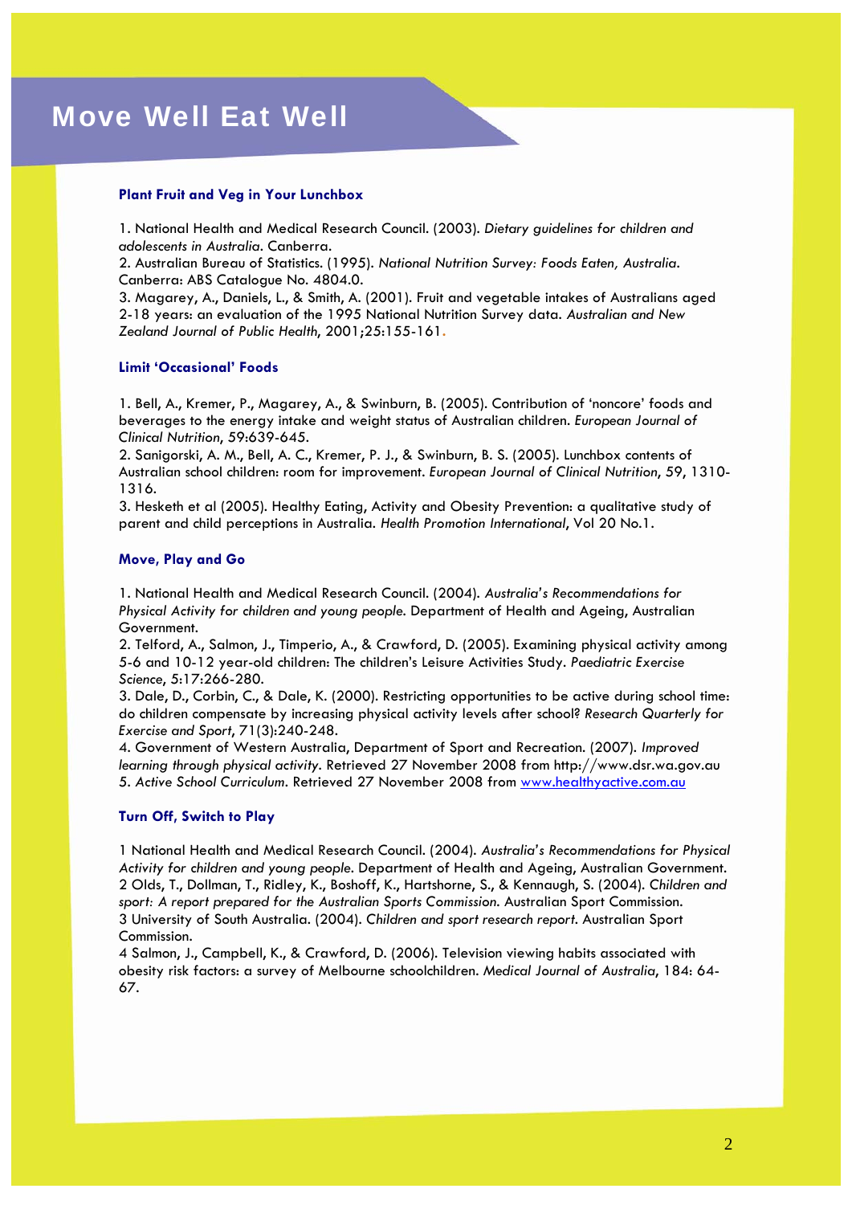# Move Well Eat Well

### Plant Fruit and Veg in Your Lunchbox

1. National Health and Medical Research Council. (2003). *Dietary guidelines for children and adolescents in Australia*. Canberra.
2. Australian Bureau of Statistics. (1995). *National Nutrition Survey: Foods Eaten, Australia*. Canberra: ABS Catalogue No. 4804.0.
3. Magarey, A., Daniels, L., & Smith, A. (2001). Fruit and vegetable intakes of Australians aged 2-18 years: an evaluation of the 1995 National Nutrition Survey data. *Australian and New Zealand Journal of Public Health*, 2001;25:155-161.

### Limit 'Occasional' Foods

1. Bell, A., Kremer, P., Magarey, A., & Swinburn, B. (2005). Contribution of 'noncore' foods and beverages to the energy intake and weight status of Australian children. *European Journal of Clinical Nutrition*, 59:639-645.
2. Sanigorski, A. M., Bell, A. C., Kremer, P. J., & Swinburn, B. S. (2005). Lunchbox contents of Australian school children: room for improvement. *European Journal of Clinical Nutrition*, 59, 1310-1316.
3. Hesketh et al (2005). Healthy Eating, Activity and Obesity Prevention: a qualitative study of parent and child perceptions in Australia. *Health Promotion International*, Vol 20 No.1.

### Move, Play and Go

1. National Health and Medical Research Council. (2004). *Australia's Recommendations for Physical Activity for children and young people*. Department of Health and Ageing, Australian Government.
2. Telford, A., Salmon, J., Timperio, A., & Crawford, D. (2005). Examining physical activity among 5-6 and 10-12 year-old children: The children's Leisure Activities Study. *Paediatric Exercise Science*, 5:17:266-280.
3. Dale, D., Corbin, C., & Dale, K. (2000). Restricting opportunities to be active during school time: do children compensate by increasing physical activity levels after school? *Research Quarterly for Exercise and Sport*, 71(3):240-248.
4. Government of Western Australia, Department of Sport and Recreation. (2007). *Improved learning through physical activity*. Retrieved 27 November 2008 from http://www.dsr.wa.gov.au
5. *Active School Curriculum*. Retrieved 27 November 2008 from www.healthyactive.com.au

### Turn Off, Switch to Play

1 National Health and Medical Research Council. (2004). *Australia's Recommendations for Physical Activity for children and young people*. Department of Health and Ageing, Australian Government.
2 Olds, T., Dollman, T., Ridley, K., Boshoff, K., Hartshorne, S., & Kennaugh, S. (2004). *Children and sport: A report prepared for the Australian Sports Commission*. Australian Sport Commission.
3 University of South Australia. (2004). *Children and sport research report*. Australian Sport Commission.
4 Salmon, J., Campbell, K., & Crawford, D. (2006). Television viewing habits associated with obesity risk factors: a survey of Melbourne schoolchildren. *Medical Journal of Australia*, 184: 64-67.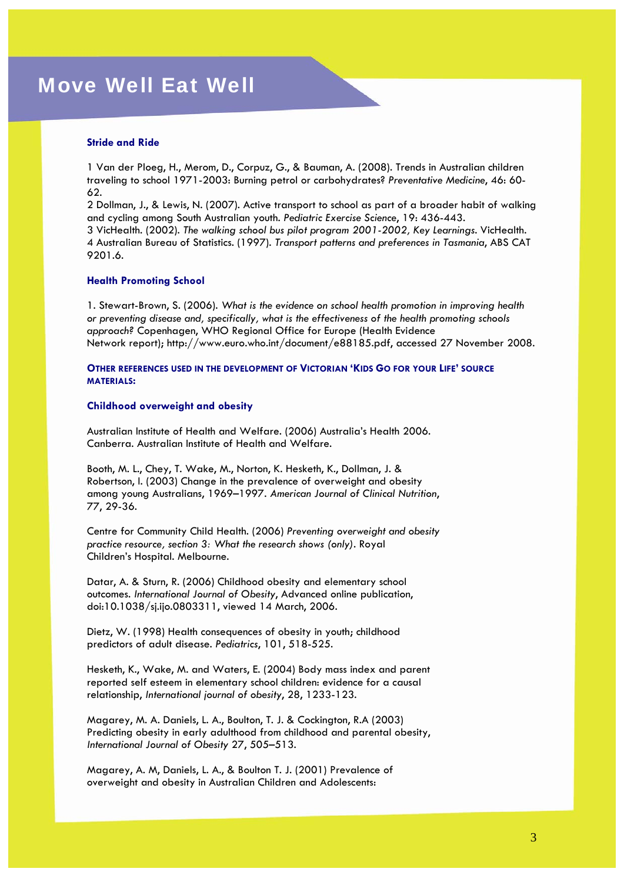# Move Well Eat Well

### Stride and Ride

1 Van der Ploeg, H., Merom, D., Corpuz, G., & Bauman, A. (2008). Trends in Australian children traveling to school 1971-2003: Burning petrol or carbohydrates? *Preventative Medicine*, 46: 60-62.
2 Dollman, J., & Lewis, N. (2007). Active transport to school as part of a broader habit of walking and cycling among South Australian youth. *Pediatric Exercise Science*, 19: 436-443.
3 VicHealth. (2002). *The walking school bus pilot program 2001-2002, Key Learnings*. VicHealth.
4 Australian Bureau of Statistics. (1997). *Transport patterns and preferences in Tasmania*, ABS CAT 9201.6.

### Health Promoting School

1. Stewart-Brown, S. (2006). *What is the evidence on school health promotion in improving health or preventing disease and, specifically, what is the effectiveness of the health promoting schools approach?* Copenhagen, WHO Regional Office for Europe (Health Evidence Network report); http://www.euro.who.int/document/e88185.pdf, accessed 27 November 2008.

### OTHER REFERENCES USED IN THE DEVELOPMENT OF VICTORIAN 'KIDS GO FOR YOUR LIFE' SOURCE MATERIALS:

### Childhood overweight and obesity

Australian Institute of Health and Welfare. (2006) Australia's Health 2006. Canberra. Australian Institute of Health and Welfare.

Booth, M. L., Chey, T. Wake, M., Norton, K. Hesketh, K., Dollman, J. & Robertson, I. (2003) Change in the prevalence of overweight and obesity among young Australians, 1969–1997. *American Journal of Clinical Nutrition*, 77, 29-36.

Centre for Community Child Health. (2006) *Preventing overweight and obesity practice resource, section 3: What the research shows (only)*. Royal Children's Hospital. Melbourne.

Datar, A. & Sturn, R. (2006) Childhood obesity and elementary school outcomes. *International Journal of Obesity*, Advanced online publication, doi:10.1038/sj.ijo.0803311, viewed 14 March, 2006.

Dietz, W. (1998) Health consequences of obesity in youth; childhood predictors of adult disease. *Pediatrics*, 101, 518-525.

Hesketh, K., Wake, M. and Waters, E. (2004) Body mass index and parent reported self esteem in elementary school children: evidence for a causal relationship, *International journal of obesity*, 28, 1233-123.

Magarey, M. A. Daniels, L. A., Boulton, T. J. & Cockington, R.A (2003) Predicting obesity in early adulthood from childhood and parental obesity, *International Journal of Obesity* 27, 505–513.

Magarey, A. M, Daniels, L. A., & Boulton T. J. (2001) Prevalence of overweight and obesity in Australian Children and Adolescents: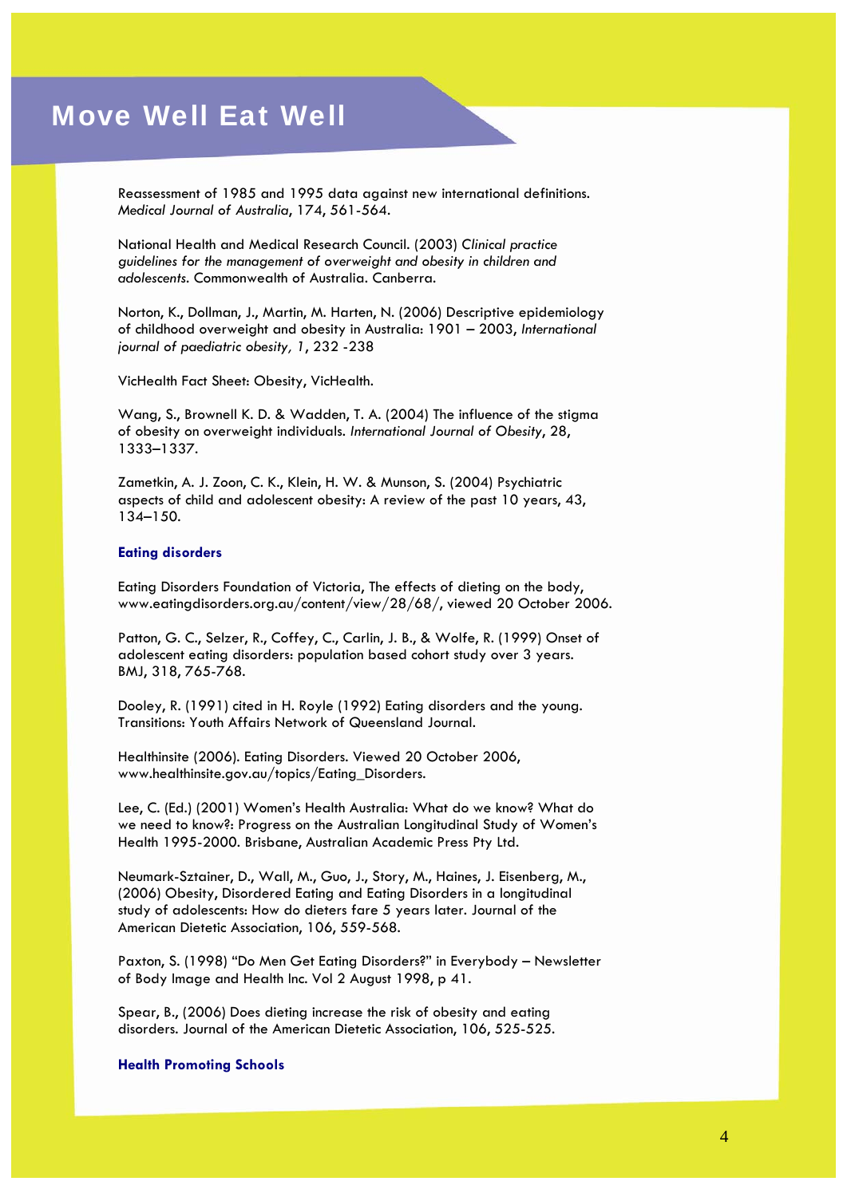Reassessment of 1985 and 1995 data against new international definitions. *Medical Journal of Australia*, 174, 561-564.

National Health and Medical Research Council. (2003) C*linical practice guidelines for the management of overweight and obesity in children and adolescents*. Commonwealth of Australia. Canberra.

Norton, K., Dollman, J., Martin, M. Harten, N. (2006) Descriptive epidemiology of childhood overweight and obesity in Australia: 1901 – 2003, *International journal of paediatric obesity, 1*, 232 -238

VicHealth Fact Sheet: Obesity, VicHealth.

Wang, S., Brownell K. D. & Wadden, T. A. (2004) The influence of the stigma of obesity on overweight individuals. *International Journal of Obesity*, 28, 1333–1337.

Zametkin, A. J. Zoon, C. K., Klein, H. W. & Munson, S. (2004) Psychiatric aspects of child and adolescent obesity: A review of the past 10 years, 43, 134–150.

**Eating disorders**

Eating Disorders Foundation of Victoria, The effects of dieting on the body, www.eatingdisorders.org.au/content/view/28/68/, viewed 20 October 2006.

Patton, G. C., Selzer, R., Coffey, C., Carlin, J. B., & Wolfe, R. (1999) Onset of adolescent eating disorders: population based cohort study over 3 years. BMJ, 318, 765-768.

Dooley, R. (1991) cited in H. Royle (1992) Eating disorders and the young. Transitions: Youth Affairs Network of Queensland Journal.

Healthinsite (2006). Eating Disorders. Viewed 20 October 2006, www.healthinsite.gov.au/topics/Eating_Disorders.

Lee, C. (Ed.) (2001) Women's Health Australia: What do we know? What do we need to know?: Progress on the Australian Longitudinal Study of Women's Health 1995-2000. Brisbane, Australian Academic Press Pty Ltd.

Neumark-Sztainer, D., Wall, M., Guo, J., Story, M., Haines, J. Eisenberg, M., (2006) Obesity, Disordered Eating and Eating Disorders in a longitudinal study of adolescents: How do dieters fare 5 years later. Journal of the American Dietetic Association, 106, 559-568.

Paxton, S. (1998) "Do Men Get Eating Disorders?" in Everybody – Newsletter of Body Image and Health Inc. Vol 2 August 1998, p 41.

Spear, B., (2006) Does dieting increase the risk of obesity and eating disorders. Journal of the American Dietetic Association, 106, 525-525.

**Health Promoting Schools**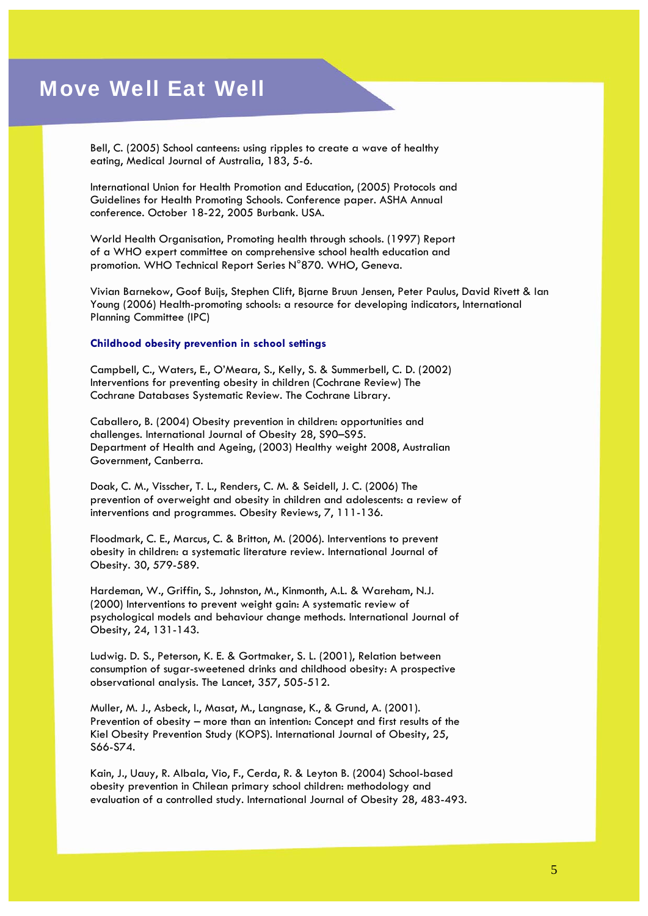Bell, C. (2005) School canteens: using ripples to create a wave of healthy eating, Medical Journal of Australia, 183, 5-6.

International Union for Health Promotion and Education, (2005) Protocols and Guidelines for Health Promoting Schools. Conference paper. ASHA Annual conference. October 18-22, 2005 Burbank. USA.

World Health Organisation, Promoting health through schools. (1997) Report of a WHO expert committee on comprehensive school health education and promotion. WHO Technical Report Series N°870. WHO, Geneva.

Vivian Barnekow, Goof Buijs, Stephen Clift, Bjarne Bruun Jensen, Peter Paulus, David Rivett & Ian Young (2006) Health-promoting schools: a resource for developing indicators, International Planning Committee (IPC)

**Childhood obesity prevention in school settings**

Campbell, C., Waters, E., O'Meara, S., Kelly, S. & Summerbell, C. D. (2002) Interventions for preventing obesity in children (Cochrane Review) The Cochrane Databases Systematic Review. The Cochrane Library.

Caballero, B. (2004) Obesity prevention in children: opportunities and challenges. International Journal of Obesity 28, S90–S95.
Department of Health and Ageing, (2003) Healthy weight 2008, Australian Government, Canberra.

Doak, C. M., Visscher, T. L., Renders, C. M. & Seidell, J. C. (2006) The prevention of overweight and obesity in children and adolescents: a review of interventions and programmes. Obesity Reviews, 7, 111-136.

Floodmark, C. E., Marcus, C. & Britton, M. (2006). Interventions to prevent obesity in children: a systematic literature review. International Journal of Obesity. 30, 579-589.

Hardeman, W., Griffin, S., Johnston, M., Kinmonth, A.L. & Wareham, N.J. (2000) Interventions to prevent weight gain: A systematic review of psychological models and behaviour change methods. International Journal of Obesity, 24, 131-143.

Ludwig. D. S., Peterson, K. E. & Gortmaker, S. L. (2001), Relation between consumption of sugar-sweetened drinks and childhood obesity: A prospective observational analysis. The Lancet, 357, 505-512.

Muller, M. J., Asbeck, I., Masat, M., Langnase, K., & Grund, A. (2001). Prevention of obesity – more than an intention: Concept and first results of the Kiel Obesity Prevention Study (KOPS). International Journal of Obesity, 25, S66-S74.

Kain, J., Uauy, R. Albala, Vio, F., Cerda, R. & Leyton B. (2004) School-based obesity prevention in Chilean primary school children: methodology and evaluation of a controlled study. International Journal of Obesity 28, 483-493.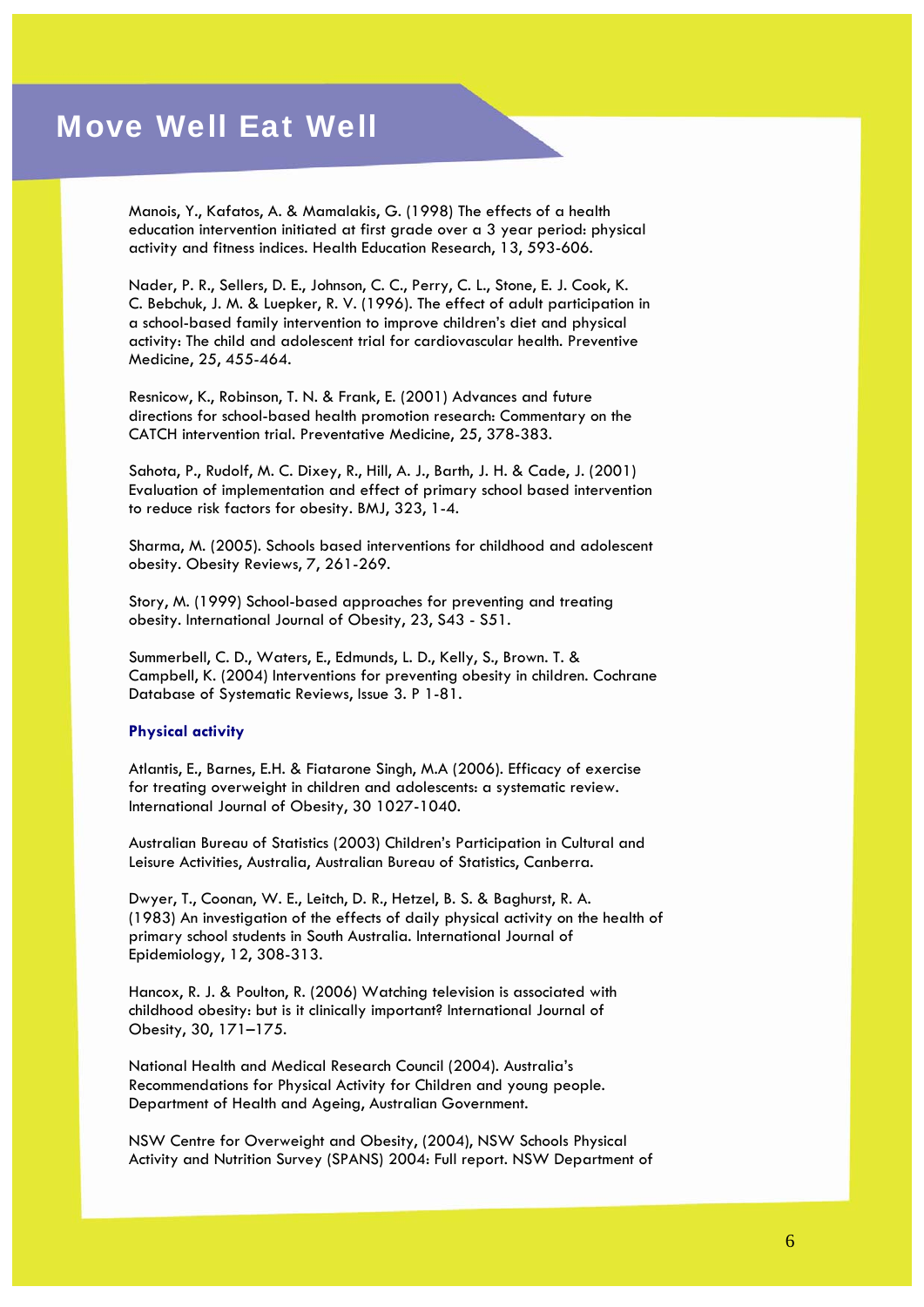Manois, Y., Kafatos, A. & Mamalakis, G. (1998) The effects of a health education intervention initiated at first grade over a 3 year period: physical activity and fitness indices. Health Education Research, 13, 593-606.

Nader, P. R., Sellers, D. E., Johnson, C. C., Perry, C. L., Stone, E. J. Cook, K. C. Bebchuk, J. M. & Luepker, R. V. (1996). The effect of adult participation in a school-based family intervention to improve children's diet and physical activity: The child and adolescent trial for cardiovascular health. Preventive Medicine, 25, 455-464.

Resnicow, K., Robinson, T. N. & Frank, E. (2001) Advances and future directions for school-based health promotion research: Commentary on the CATCH intervention trial. Preventative Medicine, 25, 378-383.

Sahota, P., Rudolf, M. C. Dixey, R., Hill, A. J., Barth, J. H. & Cade, J. (2001) Evaluation of implementation and effect of primary school based intervention to reduce risk factors for obesity. BMJ, 323, 1-4.

Sharma, M. (2005). Schools based interventions for childhood and adolescent obesity. Obesity Reviews, 7, 261-269.

Story, M. (1999) School-based approaches for preventing and treating obesity. International Journal of Obesity, 23, S43 - S51.

Summerbell, C. D., Waters, E., Edmunds, L. D., Kelly, S., Brown. T. & Campbell, K. (2004) Interventions for preventing obesity in children. Cochrane Database of Systematic Reviews, Issue 3. P 1-81.

**Physical activity**

Atlantis, E., Barnes, E.H. & Fiatarone Singh, M.A (2006). Efficacy of exercise for treating overweight in children and adolescents: a systematic review. International Journal of Obesity, 30 1027-1040.

Australian Bureau of Statistics (2003) Children's Participation in Cultural and Leisure Activities, Australia, Australian Bureau of Statistics, Canberra.

Dwyer, T., Coonan, W. E., Leitch, D. R., Hetzel, B. S. & Baghurst, R. A. (1983) An investigation of the effects of daily physical activity on the health of primary school students in South Australia. International Journal of Epidemiology, 12, 308-313.

Hancox, R. J. & Poulton, R. (2006) Watching television is associated with childhood obesity: but is it clinically important? International Journal of Obesity, 30, 171–175.

National Health and Medical Research Council (2004). Australia's Recommendations for Physical Activity for Children and young people. Department of Health and Ageing, Australian Government.

NSW Centre for Overweight and Obesity, (2004), NSW Schools Physical Activity and Nutrition Survey (SPANS) 2004: Full report. NSW Department of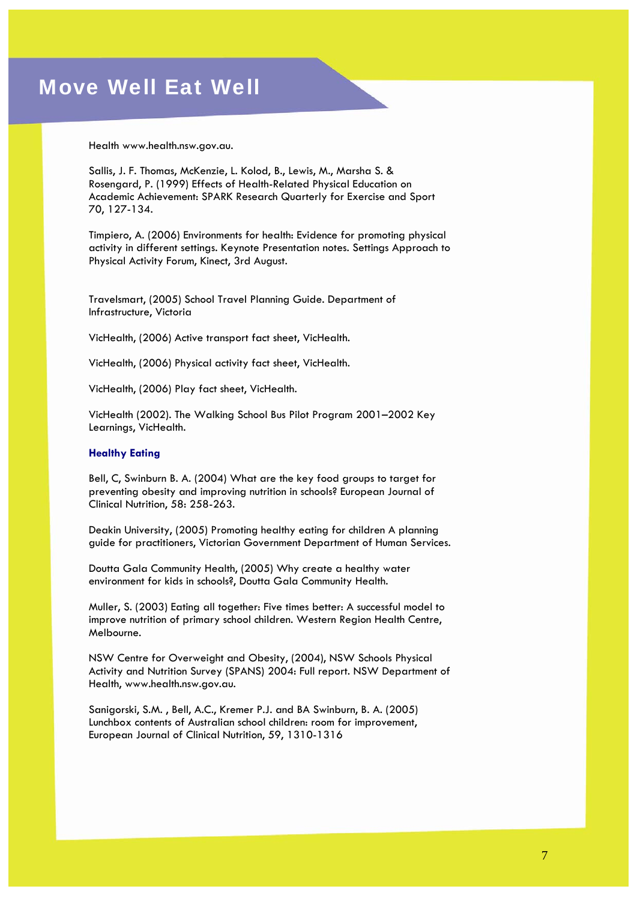Health www.health.nsw.gov.au.

Sallis, J. F. Thomas, McKenzie, L. Kolod, B., Lewis, M., Marsha S. & Rosengard, P. (1999) Effects of Health-Related Physical Education on Academic Achievement: SPARK Research Quarterly for Exercise and Sport 70, 127-134.

Timpiero, A. (2006) Environments for health: Evidence for promoting physical activity in different settings. Keynote Presentation notes. Settings Approach to Physical Activity Forum, Kinect, 3rd August.

Travelsmart, (2005) School Travel Planning Guide. Department of Infrastructure, Victoria

VicHealth, (2006) Active transport fact sheet, VicHealth.

VicHealth, (2006) Physical activity fact sheet, VicHealth.

VicHealth, (2006) Play fact sheet, VicHealth.

VicHealth (2002). The Walking School Bus Pilot Program 2001–2002 Key Learnings, VicHealth.

**Healthy Eating**

Bell, C, Swinburn B. A. (2004) What are the key food groups to target for preventing obesity and improving nutrition in schools? European Journal of Clinical Nutrition, 58: 258-263.

Deakin University, (2005) Promoting healthy eating for children A planning guide for practitioners, Victorian Government Department of Human Services.

Doutta Gala Community Health, (2005) Why create a healthy water environment for kids in schools?, Doutta Gala Community Health.

Muller, S. (2003) Eating all together: Five times better: A successful model to improve nutrition of primary school children. Western Region Health Centre, Melbourne.

NSW Centre for Overweight and Obesity, (2004), NSW Schools Physical Activity and Nutrition Survey (SPANS) 2004: Full report. NSW Department of Health, www.health.nsw.gov.au.

Sanigorski, S.M. , Bell, A.C., Kremer P.J. and BA Swinburn, B. A. (2005) Lunchbox contents of Australian school children: room for improvement, European Journal of Clinical Nutrition, 59, 1310-1316